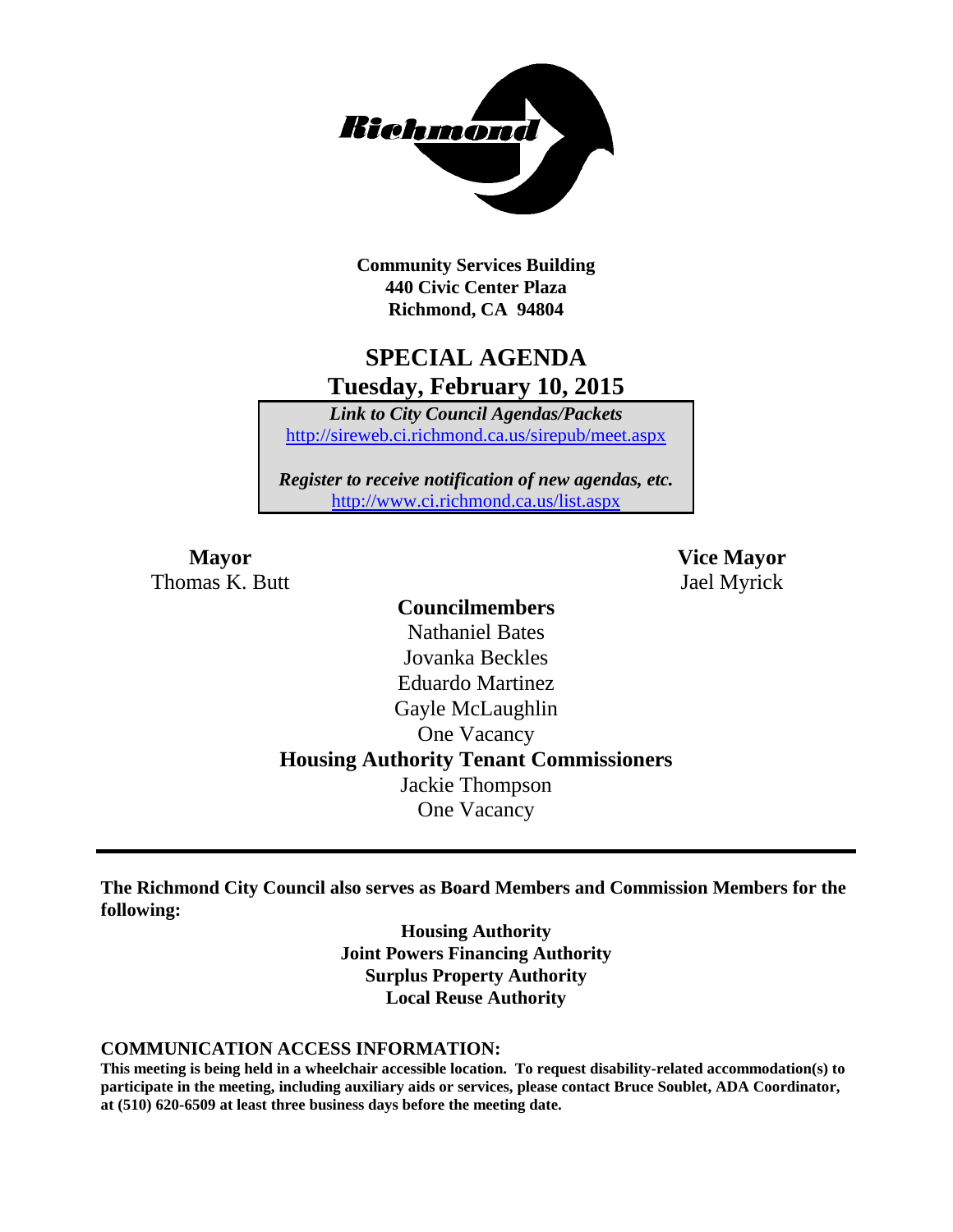**Community Services Building**
**440 Civic Center Plaza**
**Richmond, CA 94804**

# SPECIAL AGENDA
## Tuesday, February 10, 2015

***Link to City Council Agendas/Packets***
http://sireweb.ci.richmond.ca.us/sirepub/meet.aspx

***Register to receive notification of new agendas, etc.***
http://www.ci.richmond.ca.us/list.aspx

**Mayor**
Thomas K. Butt

**Vice Mayor**
Jael Myrick

**Councilmembers**
Nathaniel Bates
Jovanka Beckles
Eduardo Martinez
Gayle McLaughlin
One Vacancy

**Housing Authority Tenant Commissioners**
Jackie Thompson
One Vacancy

---

**The Richmond City Council also serves as Board Members and Commission Members for the following:**

**Housing Authority**
**Joint Powers Financing Authority**
**Surplus Property Authority**
**Local Reuse Authority**

**COMMUNICATION ACCESS INFORMATION:**
**This meeting is being held in a wheelchair accessible location. To request disability-related accommodation(s) to participate in the meeting, including auxiliary aids or services, please contact Bruce Soublet, ADA Coordinator, at (510) 620-6509 at least three business days before the meeting date.**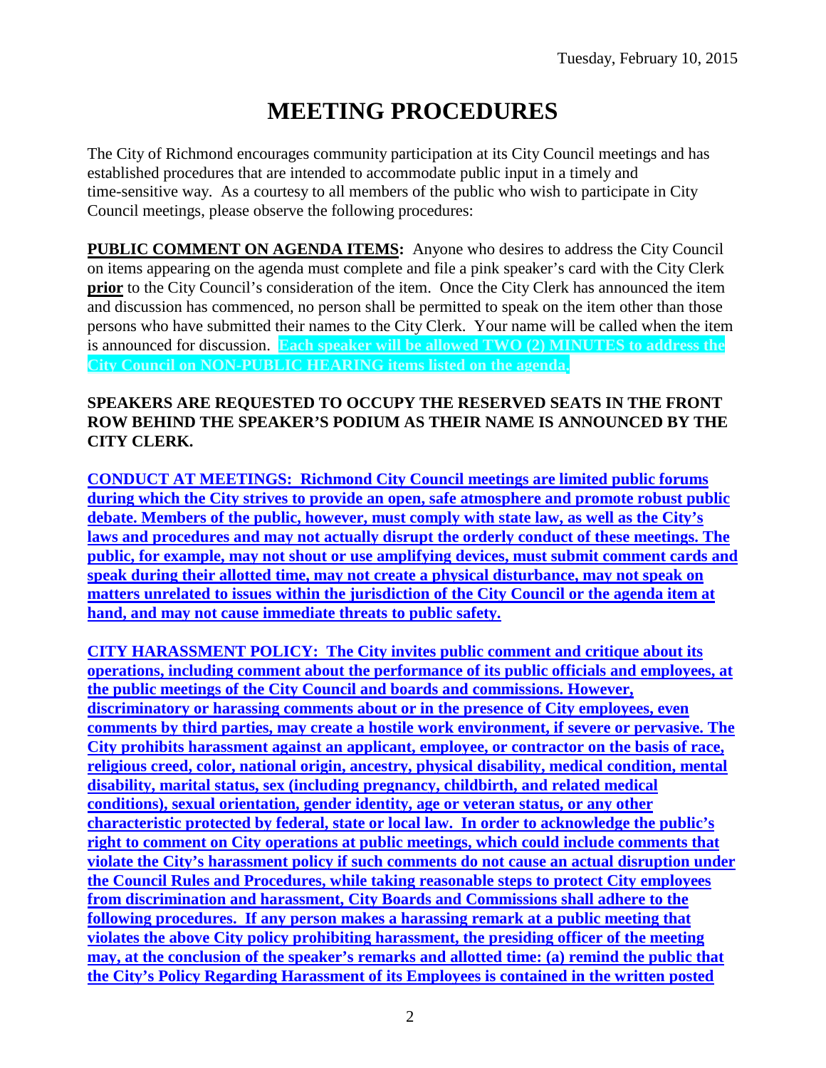Tuesday, February 10, 2015

# MEETING PROCEDURES

The City of Richmond encourages community participation at its City Council meetings and has established procedures that are intended to accommodate public input in a timely and time-sensitive way. As a courtesy to all members of the public who wish to participate in City Council meetings, please observe the following procedures:

**PUBLIC COMMENT ON AGENDA ITEMS:** Anyone who desires to address the City Council on items appearing on the agenda must complete and file a pink speaker's card with the City Clerk **prior** to the City Council's consideration of the item. Once the City Clerk has announced the item and discussion has commenced, no person shall be permitted to speak on the item other than those persons who have submitted their names to the City Clerk. Your name will be called when the item is announced for discussion. **Each speaker will be allowed TWO (2) MINUTES to address the City Council on NON-PUBLIC HEARING items listed on the agenda.**

**SPEAKERS ARE REQUESTED TO OCCUPY THE RESERVED SEATS IN THE FRONT ROW BEHIND THE SPEAKER'S PODIUM AS THEIR NAME IS ANNOUNCED BY THE CITY CLERK.**

**CONDUCT AT MEETINGS: Richmond City Council meetings are limited public forums during which the City strives to provide an open, safe atmosphere and promote robust public debate. Members of the public, however, must comply with state law, as well as the City's laws and procedures and may not actually disrupt the orderly conduct of these meetings. The public, for example, may not shout or use amplifying devices, must submit comment cards and speak during their allotted time, may not create a physical disturbance, may not speak on matters unrelated to issues within the jurisdiction of the City Council or the agenda item at hand, and may not cause immediate threats to public safety.**

**CITY HARASSMENT POLICY: The City invites public comment and critique about its operations, including comment about the performance of its public officials and employees, at the public meetings of the City Council and boards and commissions. However, discriminatory or harassing comments about or in the presence of City employees, even comments by third parties, may create a hostile work environment, if severe or pervasive. The City prohibits harassment against an applicant, employee, or contractor on the basis of race, religious creed, color, national origin, ancestry, physical disability, medical condition, mental disability, marital status, sex (including pregnancy, childbirth, and related medical conditions), sexual orientation, gender identity, age or veteran status, or any other characteristic protected by federal, state or local law. In order to acknowledge the public's right to comment on City operations at public meetings, which could include comments that violate the City's harassment policy if such comments do not cause an actual disruption under the Council Rules and Procedures, while taking reasonable steps to protect City employees from discrimination and harassment, City Boards and Commissions shall adhere to the following procedures. If any person makes a harassing remark at a public meeting that violates the above City policy prohibiting harassment, the presiding officer of the meeting may, at the conclusion of the speaker's remarks and allotted time: (a) remind the public that the City's Policy Regarding Harassment of its Employees is contained in the written posted**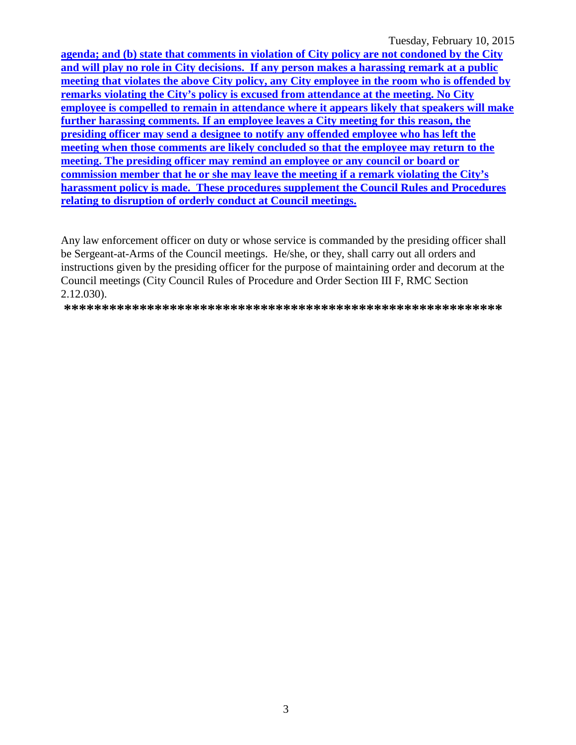**agenda; and (b) state that comments in violation of City policy are not condoned by the City and will play no role in City decisions. If any person makes a harassing remark at a public meeting that violates the above City policy, any City employee in the room who is offended by remarks violating the City's policy is excused from attendance at the meeting. No City employee is compelled to remain in attendance where it appears likely that speakers will make further harassing comments. If an employee leaves a City meeting for this reason, the presiding officer may send a designee to notify any offended employee who has left the meeting when those comments are likely concluded so that the employee may return to the meeting. The presiding officer may remind an employee or any council or board or commission member that he or she may leave the meeting if a remark violating the City's harassment policy is made. These procedures supplement the Council Rules and Procedures relating to disruption of orderly conduct at Council meetings.**

Any law enforcement officer on duty or whose service is commanded by the presiding officer shall be Sergeant-at-Arms of the Council meetings. He/she, or they, shall carry out all orders and instructions given by the presiding officer for the purpose of maintaining order and decorum at the Council meetings (City Council Rules of Procedure and Order Section III F, RMC Section 2.12.030).

**********************************************************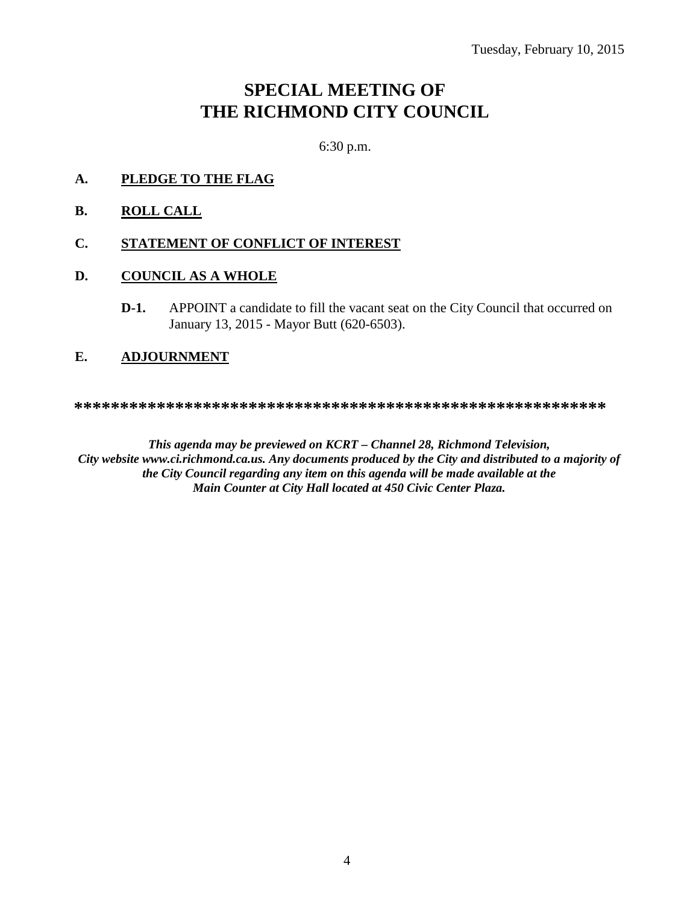Tuesday, February 10, 2015

# SPECIAL MEETING OF THE RICHMOND CITY COUNCIL

6:30 p.m.

**A. PLEDGE TO THE FLAG**

**B. ROLL CALL**

**C. STATEMENT OF CONFLICT OF INTEREST**

**D. COUNCIL AS A WHOLE**

**D-1.** APPOINT a candidate to fill the vacant seat on the City Council that occurred on January 13, 2015 - Mayor Butt (620-6503).

**E. ADJOURNMENT**

**\*\*\*\*\*\*\*\*\*\*\*\*\*\*\*\*\*\*\*\*\*\*\*\*\*\*\*\*\*\*\*\*\*\*\*\*\*\*\*\*\*\*\*\*\*\*\*\*\*\*\*\*\*\*\*\*\*\*\*\*\***

***This agenda may be previewed on KCRT – Channel 28, Richmond Television, City website www.ci.richmond.ca.us. Any documents produced by the City and distributed to a majority of the City Council regarding any item on this agenda will be made available at the Main Counter at City Hall located at 450 Civic Center Plaza.***